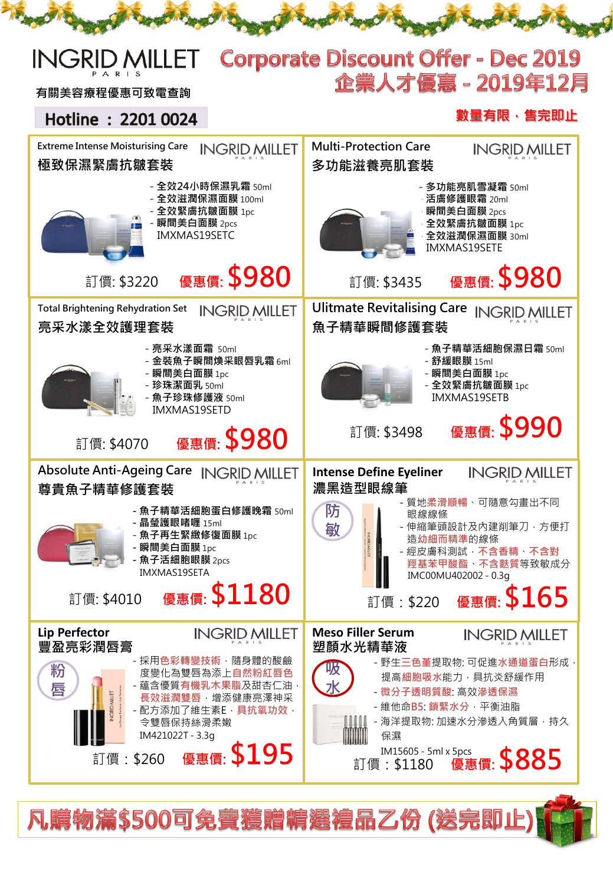# INGRID MILLET PARIS

有關美容療程優惠可致電查詢

**Hotline : 2201 0024**

# Corporate Discount Offer - Dec 2019
# 企業人才優惠 - 2019年12月

**數量有限，售完即止**

---

## Extreme Intense Moisturising Care
## 極致保濕緊膚抗皺套裝

- 全效24小時保濕乳霜 50ml
- 全效滋潤保濕面膜 100ml
- 全效緊膚抗皺面膜 1pc
- 瞬間美白面膜 2pcs

IMXMAS19SETC

訂價: $3220 **優惠價: $980**

---

## Multi-Protection Care
## 多功能滋養亮肌套裝

- 多功能亮肌雪凝霜 50ml
- 活膚修護眼霜 20ml
- 瞬間美白面膜 2pcs
- 全效緊膚抗皺面膜 1pc
- 全效滋潤保濕面膜 30ml

IMXMAS19SETE

訂價: $3435 **優惠價: $980**

---

## Total Brightening Rehydration Set
## 亮采水漾全效護理套裝

- 亮采水漾面霜 50ml
- 金裝魚子瞬間煥采眼唇乳霜 6ml
- 瞬間美白面膜 1pc
- 珍珠潔面乳 50ml
- 魚子珍珠修護液 50ml

IMXMAS19SETD

訂價: $4070 **優惠價: $980**

---

## Ulitmate Revitalising Care
## 魚子精華瞬間修護套裝

- 魚子精華活細胞保濕日霜 50ml
- 舒緩眼膜 15ml
- 瞬間美白面膜 1pc
- 全效緊膚抗皺面膜 1pc

IMXMAS19SETB

訂價: $3498 **優惠價: $990**

---

## Absolute Anti-Ageing Care
## 尊貴魚子精華修護套裝

- 魚子精華活細胞蛋白修護晚霜 50ml
- 晶瑩護眼啫喱 15ml
- 魚子再生緊緻修復面膜 1pc
- 瞬間美白面膜 1pc
- 魚子活細胞眼膜 2pcs

IMXMAS19SETA

訂價: $4010 **優惠價: $1180**

---

## Intense Define Eyeliner
## 濃黑造型眼線筆

防敏

- 質地柔滑順暢、可隨意勾畫出不同眼線線條
- 伸縮筆頭設計及內建削筆刀，方便打造幼細而精準的線條
- 經皮膚科測試，不含香精、不含對羥基苯甲酸酯、不含麩質等致敏成分

IMC00MU402002 - 0.3g

訂價：$220 **優惠價: $165**

---

## Lip Perfector
## 豐盈亮彩潤唇膏

粉唇

- 採用色彩轉變技術，隨身體的酸鹼度變化為雙唇為添上自然粉紅唇色
- 蘊含優質有機乳木果脂及甜杏仁油，長效滋潤雙唇，增添健康亮澤神采
- 配方添加了維生素E，具抗氧功效，令雙唇保持絲滑柔嫩

IM421022T - 3.3g

訂價：$260 **優惠價: $195**

---

## Meso Filler Serum
## 塑顏水光精華液

吸水

- 野生三色堇提取物: 可促進水通道蛋白形成，提高細胞吸水能力，具抗炎舒緩作用
- 微分子透明質酸: 高效滲透保濕
- 維他命B5: 鎖緊水分，平衡油脂
- 海洋提取物: 加速水分滲透入角質層，持久保濕

IM15605 - 5ml x 5pcs

訂價：$1180 **優惠價: $885**

---

**凡購物滿$500可免費獲贈精選禮品乙份 (送完即止)**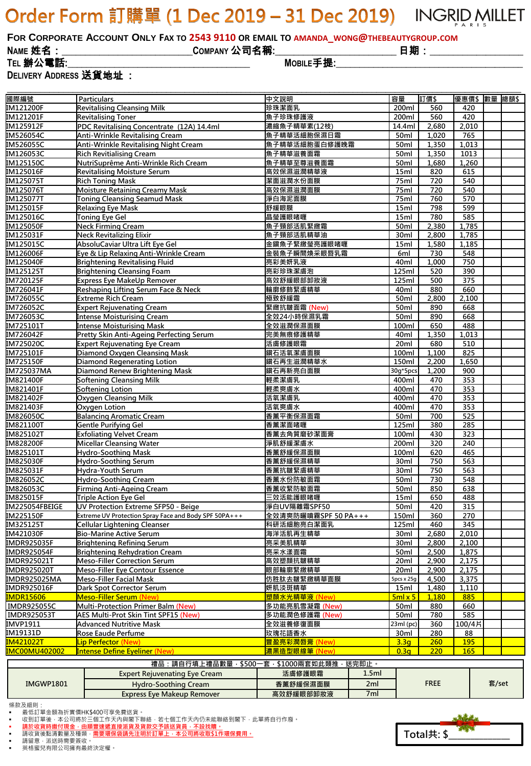# Order Form 訂購單 (1 Dec 2019 – 31 Dec 2019)

INGRID MILLET PARIS

**For Corporate Account Only Fax to 2543 9110 or email to AMANDA_WONG@THEBEAUTYGROUP.COM**

**Name 姓名：**\_\_\_\_\_\_\_\_\_\_\_\_\_\_\_\_ **Company 公司名稱:**\_\_\_\_\_\_\_\_\_\_\_\_\_\_\_\_ **日期：**\_\_\_\_\_\_\_\_\_\_\_\_

**Tel 辦公電話:**\_\_\_\_\_\_\_\_\_\_\_\_\_\_\_\_ **Mobile手提:**\_\_\_\_\_\_\_\_\_\_\_\_\_\_\_\_

**Delivery Address 送貨地址 ：**

| 國際編號 | Particulars | 中文說明 | 容量 | 訂價$ | 優惠價$ | 數量 | 總額$ |
|---|---|---|---|---|---|---|---|
| IM121200F | Revitalising Cleansing Milk | 珍珠潔面乳 | 200ml | 560 | 420 | | |
| IM121201F | Revitalising Toner | 魚子珍珠修護液 | 200ml | 560 | 420 | | |
| IM125912F | PDC Revitalising Concentrate (12A) 14.4ml | 濃縮魚子精華素(12枝) | 14.4ml | 2,680 | 2,010 | | |
| IM526054C | Anti-Wrinkle Revitalising Cream | 魚子精華活細胞保濕日霜 | 50ml | 1,020 | 765 | | |
| IM526055C | Anti-Wrinkle Revitalising Night Cream | 魚子精華活細胞蛋白修護晚霜 | 50ml | 1,350 | 1,013 | | |
| IM126053C | Rich Revitialising Cream | 魚子精華滋養面霜 | 50ml | 1,350 | 1013 | | |
| IM125150C | NutriSuprême Anti-Wrinkle Rich Cream | 魚子精華至尊滋養面霜 | 50ml | 1,680 | 1,260 | | |
| IM125016F | Revitalising Moisture Serum | 高效保濕滋潤精華液 | 15ml | 820 | 615 | | |
| IM125075T | Rich Toning Mask | 潔面滋潤水份面膜 | 75ml | 720 | 540 | | |
| IM125076T | Moisture Retaining Creamy Mask | 高效保濕滋潤面膜 | 75ml | 720 | 540 | | |
| IM125077T | Toning Cleansing Seamud Mask | 淨白海泥面膜 | 75ml | 760 | 570 | | |
| IM125015F | Relaxing Eye Mask | 舒緩眼膜 | 15ml | 798 | 599 | | |
| IM125016C | Toning Eye Gel | 晶瑩護眼啫喱 | 15ml | 780 | 585 | | |
| IM125050F | Neck Firming Cream | 魚子頸部活肌緊緻霜 | 50ml | 2,380 | 1,785 | | |
| IM125031F | Neck Revitalizing Elixir | 魚子頸部活肌精華油 | 30ml | 2,800 | 1,785 | | |
| IM125015C | AbsoluCaviar Ultra Lift Eye Gel | 金鑽魚子緊緻瑩亮護眼啫喱 | 15ml | 1,580 | 1,185 | | |
| IM126006F | Eye & Lip Relaxing Anti-Wrinkle Cream | 金裝魚子瞬間煥采眼唇乳霜 | 6ml | 730 | 548 | | |
| IM125040F | Brightening Revitalising Fluid | 亮彩美妍乳液 | 40ml | 1,000 | 750 | | |
| IM125125T | Brightening Cleansing Foam | 亮彩珍珠潔膚泡 | 125ml | 520 | 390 | | |
| IM720125F | Express Eye MakeUp Remover | 高效舒緩眼部卸妝液 | 125ml | 500 | 375 | | |
| IM726041F | Reshaping Lifting Serum Face & Neck | 輪廓修飾緊膚精華 | 40ml | 880 | 660 | | |
| IM726055C | Extreme Rich Cream | 極致舒緩霜 | 50ml | 2,800 | 2,100 | | |
| IM726052C | Expert Rejuvenating Cream | 緊緻抗皺面霜 (New) | 50ml | 890 | 668 | | |
| IM726053C | Intense Moisturising Cream | 全效24小時保濕乳霜 | 50ml | 890 | 668 | | |
| IM725101T | Intense Moisturising Mask | 全效滋潤保濕面膜 | 100ml | 650 | 488 | | |
| IM726042F | Pretty Skin Anti-Ageing Perfecting Serum | 完美無痕修護精華 | 40ml | 1,350 | 1,013 | | |
| IM725020C | Expert Rejuvenating Eye Cream | 活膚修護眼霜 | 20ml | 680 | 510 | | |
| IM725101F | Diamond Oxygen Cleansing Mask | 鑽石活氧潔膚面膜 | 100ml | 1,100 | 825 | | |
| IM725150F | Diamond Regenerating Lotion | 鑽石再生滋潤精華水 | 150ml | 2,200 | 1,650 | | |
| IM725037MA | Diamond Renew Brightening Mask | 鑽石再新亮白面膜 | 30g*5pcs | 1,200 | 900 | | |
| IM821400F | Softening Cleansing Milk | 輕柔潔膚乳 | 400ml | 470 | 353 | | |
| IM821401F | Softening Lotion | 輕柔爽膚水 | 400ml | 470 | 353 | | |
| IM821402F | Oxygen Cleansing Milk | 活氧潔膚乳 | 400ml | 470 | 353 | | |
| IM821403F | Oxygen Lotion | 活氧爽膚水 | 400ml | 470 | 353 | | |
| IM826050C | Balancing Aromatic Cream | 香薰平衡保濕面霜 | 50ml | 700 | 525 | | |
| IM821100T | Gentle Purifying Gel | 香薰潔面啫喱 | 125ml | 380 | 285 | | |
| IM825102T | Exfoliating Velvet Cream | 香薰去角質磨砂潔面膏 | 100ml | 430 | 323 | | |
| IM828200F | Micellar Cleansing Water | 淨肌舒緩潔膚水 | 200ml | 320 | 240 | | |
| IM825101T | Hydro-Soothing Mask | 香薰舒緩保濕面膜 | 100ml | 620 | 465 | | |
| IM825030F | Hydro-Soothing Serum | 香薰舒緩保濕精華 | 30ml | 750 | 563 | | |
| IM825031F | Hydra-Youth Serum | 香薰抗皺緊膚精華 | 30ml | 750 | 563 | | |
| IM826052C | Hydro-Soothing Cream | 香薰水份防敏面霜 | 50ml | 730 | 548 | | |
| IM826053C | Firming Anti-Ageing Cream | 香薰收緊防敏面霜 | 50ml | 850 | 638 | | |
| IM825015F | Triple Action Eye Gel | 三效活能護眼啫喱 | 15ml | 650 | 488 | | |
| IM225054FBEIGE | UV Protection Extreme SFP50 - Beige | 淨白UV隔離霜SPF50 | 50ml | 420 | 315 | | |
| IM225150F | Extreme UV Protection Spray Face and Body SPF 50PA+++ | 全效清爽防曬噴霧SPF 50 PA+++ | 150ml | 360 | 270 | | |
| IM325125T | Cellular Lightening Cleanser | 科研活細胞亮白潔面乳 | 125ml | 460 | 345 | | |
| IM421030F | Bio-Marine Active Serum | 海洋活肌再生精華 | 30ml | 2,680 | 2,010 | | |
| IMDR925035F | Brightening Refining Serum | 亮采美肌精華 | 30ml | 2,800 | 2,100 | | |
| IMDR925054F | Brightening Rehydration Cream | 亮采水漾面霜 | 50ml | 2,500 | 1,875 | | |
| IMDR925021T | Meso-Filler Correction Serum | 高效塑顏抗皺精華 | 20ml | 2,900 | 2,175 | | |
| IMDR925020T | Meso-Filler Eye Contour Essence | 眼部輪廓緊緻精華 | 20ml | 2,900 | 2,175 | | |
| IMDR925025MA | Meso-Filler Facial Mask | 仿胜肽去皺緊緻精華面膜 | 5pcs x 25g | 4,500 | 3,375 | | |
| IMDR925016F | Dark Spot Corrector Serum | 妍肌淡斑精華 | 15ml | 1,480 | 1,110 | | |
| IMDR15606 | Meso-Filler Serum (New) | 塑顏水光精華液 (New) | 5ml x 5 | 1,180 | 885 | | |
| IMDR925055C | Multi-Protection Primer Balm (New) | 多功能亮肌雪凝霜 (New) | 50ml | 880 | 660 | | |
| IMDR925053T | AES Multi-Prot Skin Tint SPF15 (New) | 多功能潤色修護霜 (New) | 50ml | 780 | 585 | | |
| IMVP1911 | Advanced Nutritive Mask | 全效滋養修復面膜 | 23ml (pc) | 360 | 100/4片 | | |
| IM19131D | Rose Eaude Perfume | 玫瑰花語香水 | 30ml | 280 | 88 | | |
| IM421022T | Lip Perfector (New) | 豐盈亮彩潤唇膏 (New) | 3.3g | 260 | 195 | | |
| IMC00MU402002 | Intense Define Eyeliner (New) | 濃黑造型眼線筆 (New) | 0.3g | 220 | 165 | | |

| 禮品：請自行填上禮品數量，$500一套，$1000兩套如此類推，送完即止。 | | | | | |
|---|---|---|---|---|---|
| IMGWP1801 | Expert Rejuvenating Eye Cream | 活膚修護眼霜 | 1.5ml | FREE | 套/set |
| | Hydro-Soothing Cream | 香薰舒緩保濕面膜 | 2ml | | |
| | Express Eye Makeup Remover | 高效舒緩眼部卸妝液 | 7ml | | |

條款及細則：

- 最低訂單金額為折實價HK$400可享免費送貨。
- 收到訂單後，本公司將於三個工作天內與閣下聯絡，若七個工作天內仍未能聯絡到閣下，此單將自行作廢。
- 請於收貨時繳付現金，由順豐速遞直接派貨及貨款交予該送貨員，不設找贖。
- 請收貨後點清數量及種類，需要環保袋請先注明於訂單上，本公司將收取$1作環保費用。
- 請留意，派送時需要簽收。
- 英格蜜兒有限公司擁有最終決定權。

**Total共: $**\_\_\_\_\_\_\_\_\_\_\_\_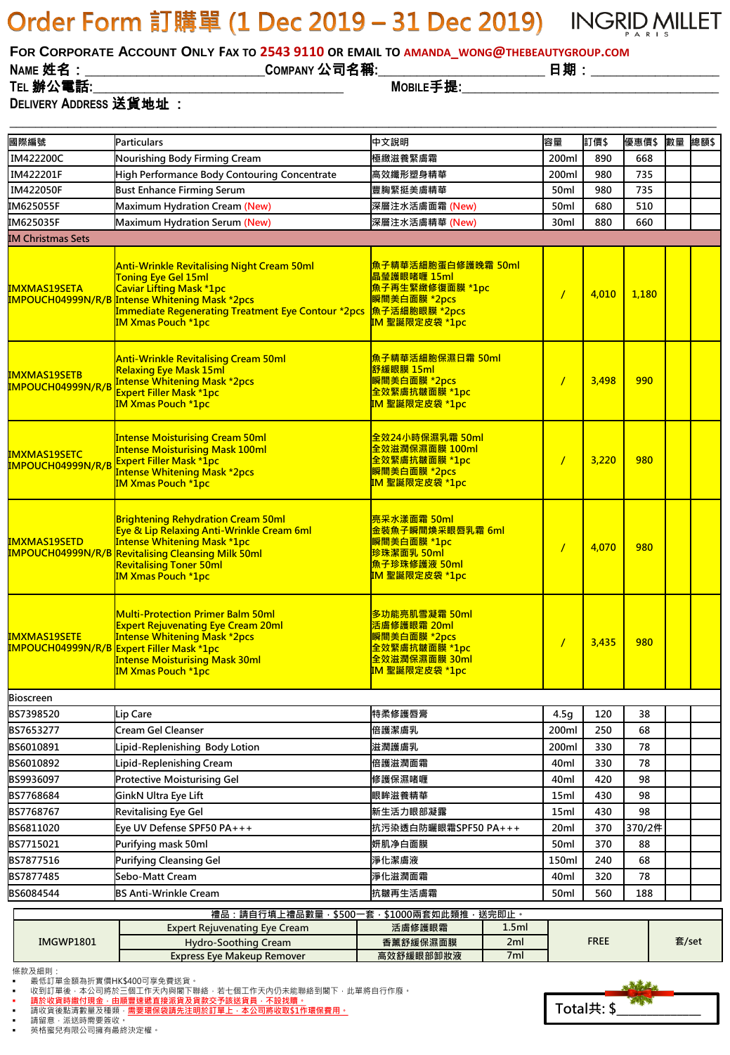# Order Form 訂購單 (1 Dec 2019 – 31 Dec 2019)

INGRID MILLET PARIS

**For Corporate Account Only Fax to 2543 9110 or email to amanda_wong@thebeautygroup.com**

**Name 姓名：**\_\_\_\_\_\_\_\_\_\_\_\_\_\_\_\_\_\_\_\_ **Company 公司名稱:**\_\_\_\_\_\_\_\_\_\_\_\_\_\_\_\_\_\_\_\_ **日期：**\_\_\_\_\_\_\_\_\_\_\_\_\_\_\_\_

**Tel 辦公電話:**\_\_\_\_\_\_\_\_\_\_\_\_\_\_\_\_\_\_\_\_ **Mobile手提:**\_\_\_\_\_\_\_\_\_\_\_\_\_\_\_\_\_\_\_\_

**Delivery Address 送貨地址 ：**

| 國際編號 | Particulars | 中文說明 | 容量 | 訂價$ | 優惠價$ | 數量 | 總額$ |
|---|---|---|---|---|---|---|---|
| IM422200C | Nourishing Body Firming Cream | 極緻滋養緊膚霜 | 200ml | 890 | 668 | | |
| IM422201F | High Performance Body Contouring Concentrate | 高效纖形塑身精華 | 200ml | 980 | 735 | | |
| IM422050F | Bust Enhance Firming Serum | 豐胸緊挺美膚精華 | 50ml | 980 | 735 | | |
| IM625055F | Maximum Hydration Cream (New) | 深層注水活膚面霜 (New) | 50ml | 680 | 510 | | |
| IM625035F | Maximum Hydration Serum (New) | 深層注水活膚精華 (New) | 30ml | 880 | 660 | | |
| **IM Christmas Sets** | | | | | | | |
| IMXMAS19SETA IMPOUCH04999N/R/B | Anti-Wrinkle Revitalising Night Cream 50ml<br>Toning Eye Gel 15ml<br>Caviar Lifting Mask *1pc<br>Intense Whitening Mask *2pcs<br>Immediate Regenerating Treatment Eye Contour *2pcs<br>IM Xmas Pouch *1pc | 魚子精華活細胞蛋白修護晚霜 50ml<br>晶瑩護眼啫喱 15ml<br>魚子再生緊緻修復面膜 *1pc<br>瞬間美白面膜 *2pcs<br>魚子活細胞眼膜 *2pcs<br>IM 聖誕限定皮袋 *1pc | / | 4,010 | 1,180 | | |
| IMXMAS19SETB IMPOUCH04999N/R/B | Anti-Wrinkle Revitalising Cream 50ml<br>Relaxing Eye Mask 15ml<br>Intense Whitening Mask *2pcs<br>Expert Filler Mask *1pc<br>IM Xmas Pouch *1pc | 魚子精華活細胞保濕日霜 50ml<br>舒緩眼膜 15ml<br>瞬間美白面膜 *2pcs<br>全效緊膚抗皺面膜 *1pc<br>IM 聖誕限定皮袋 *1pc | / | 3,498 | 990 | | |
| IMXMAS19SETC IMPOUCH04999N/R/B | Intense Moisturising Cream 50ml<br>Intense Moisturising Mask 100ml<br>Expert Filler Mask *1pc<br>Intense Whitening Mask *2pcs<br>IM Xmas Pouch *1pc | 全效24小時保濕乳霜 50ml<br>全效滋潤保濕面膜 100ml<br>全效緊膚抗皺面膜 *1pc<br>瞬間美白面膜 *2pcs<br>IM 聖誕限定皮袋 *1pc | / | 3,220 | 980 | | |
| IMXMAS19SETD IMPOUCH04999N/R/B | Brightening Rehydration Cream 50ml<br>Eye & Lip Relaxing Anti-Wrinkle Cream 6ml<br>Intense Whitening Mask *1pc<br>Revitalising Cleansing Milk 50ml<br>Revitalising Toner 50ml<br>IM Xmas Pouch *1pc | 亮采水漾面霜 50ml<br>金裝魚子瞬間煥采眼唇乳霜 6ml<br>瞬間美白面膜 *1pc<br>珍珠潔面乳 50ml<br>魚子珍珠修護液 50ml<br>IM 聖誕限定皮袋 *1pc | / | 4,070 | 980 | | |
| IMXMAS19SETE IMPOUCH04999N/R/B | Multi-Protection Primer Balm 50ml<br>Expert Rejuvenating Eye Cream 20ml<br>Intense Whitening Mask *2pcs<br>Expert Filler Mask *1pc<br>Intense Moisturising Mask 30ml<br>IM Xmas Pouch *1pc | 多功能亮肌雪凝霜 50ml<br>活膚修護眼霜 20ml<br>瞬間美白面膜 *2pcs<br>全效緊膚抗皺面膜 *1pc<br>全效滋潤保濕面膜 30ml<br>IM 聖誕限定皮袋 *1pc | / | 3,435 | 980 | | |
| **Bioscreen** | | | | | | | |
| BS7398520 | Lip Care | 特柔修護唇膏 | 4.5g | 120 | 38 | | |
| BS7653277 | Cream Gel Cleanser | 倍護潔膚乳 | 200ml | 250 | 68 | | |
| BS6010891 | Lipid-Replenishing Body Lotion | 滋潤護膚乳 | 200ml | 330 | 78 | | |
| BS6010892 | Lipid-Replenishing Cream | 倍護滋潤面霜 | 40ml | 330 | 78 | | |
| BS9936097 | Protective Moisturising Gel | 修護保濕啫喱 | 40ml | 420 | 98 | | |
| BS7768684 | GinkN Ultra Eye Lift | 眼眸滋養精華 | 15ml | 430 | 98 | | |
| BS7768767 | Revitalising Eye Gel | 新生活力眼部凝露 | 15ml | 430 | 98 | | |
| BS6811020 | Eye UV Defense SPF50 PA+++ | 抗污染透白防曬眼霜SPF50 PA+++ | 20ml | 370 | 370/2件 | | |
| BS7715021 | Purifying mask 50ml | 妍肌净白面膜 | 50ml | 370 | 88 | | |
| BS7877516 | Purifying Cleansing Gel | 淨化潔膚液 | 150ml | 240 | 68 | | |
| BS7877485 | Sebo-Matt Cream | 淨化滋潤面霜 | 40ml | 320 | 78 | | |
| BS6084544 | BS Anti-Wrinkle Cream | 抗皺再生活膚霜 | 50ml | 560 | 188 | | |

| 禮品：請自行填上禮品數量，$500一套，$1000兩套如此類推，送完即止。 | | | | | |
|---|---|---|---|---|---|
| IMGWP1801 | Expert Rejuvenating Eye Cream | 活膚修護眼霜 | 1.5ml | FREE | 套/set |
| | Hydro-Soothing Cream | 香薰舒緩保濕面膜 | 2ml | | |
| | Express Eye Makeup Remover | 高效舒緩眼部卸妝液 | 7ml | | |

條款及細則：

- 最低訂單金額為折實價HK$400可享免費送貨。
- 收到訂單後，本公司將於三個工作天內與閣下聯絡，若七個工作天內仍未能聯絡到閣下，此單將自行作廢。
- 請於收貨時繳付現金，由順豐速遞直接派貨及貨款交予該送貨員，不設找贖。
- 請收貨後點清數量及種類，需要環保袋請先注明於訂單上，本公司將收取$1作環保費用。
- 請留意，派送時需要簽收。
- 英格蜜兒有限公司擁有最終決定權。

**Total共: $**\_\_\_\_\_\_\_\_\_\_